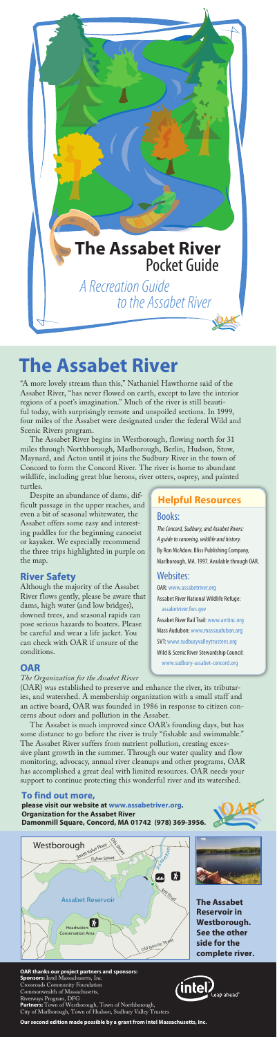# The Assabet River
## Pocket Guide

*A Recreation Guide to the Assabet River*

# The Assabet River

"A more lovely stream than this," Nathaniel Hawthorne said of the Assabet River, "has never flowed on earth, except to lave the interior regions of a poet's imagination." Much of the river is still beautiful today, with surprisingly remote and unspoiled sections. In 1999, four miles of the Assabet were designated under the federal Wild and Scenic Rivers program.

The Assabet River begins in Westborough, flowing north for 31 miles through Northborough, Marlborough, Berlin, Hudson, Stow, Maynard, and Acton until it joins the Sudbury River in the town of Concord to form the Concord River. The river is home to abundant wildlife, including great blue herons, river otters, osprey, and painted turtles.

Despite an abundance of dams, difficult passage in the upper reaches, and even a bit of seasonal whitewater, the Assabet offers some easy and interesting paddles for the beginning canoeist or kayaker. We especially recommend the three trips highlighted in purple on the map.

### River Safety

Although the majority of the Assabet River flows gently, please be aware that dams, high water (and low bridges), downed trees, and seasonal rapids can pose serious hazards to boaters. Please be careful and wear a life jacket. You can check with OAR if unsure of the conditions.

### OAR

*The Organization for the Assabet River*

(OAR) was established to preserve and enhance the river, its tributaries, and watershed. A membership organization with a small staff and an active board, OAR was founded in 1986 in response to citizen concerns about odors and pollution in the Assabet.

The Assabet is much improved since OAR's founding days, but has some distance to go before the river is truly "fishable and swimmable." The Assabet River suffers from nutrient pollution, creating excessive plant growth in the summer. Through our water quality and flow monitoring, advocacy, annual river cleanups and other programs, OAR has accomplished a great deal with limited resources. OAR needs your support to continue protecting this wonderful river and its watershed.

### Helpful Resources

#### Books:

*The Concord, Sudbury, and Assabet Rivers: A guide to canoeing, wildlife and history.* By Ron McAdow. Bliss Publishing Company, Marlborough, MA. 1997. Available through OAR.

#### Websites:

OAR: www.assabetriver.org

Assabet River National Wildlife Refuge: assabetriver.fws.gov

Assabet River Rail Trail: www.arrtinc.org

Mass Audubon: www.massaudubon.org

SVT: www.sudburyvalleytrustees.org

Wild & Scenic River Stewardship Council: www.sudbury-assabet-concord.org

### To find out more,

**please visit our website at www.assabetriver.org.**
**Organization for the Assabet River**
**Damonmill Square, Concord, MA 01742 (978) 369-3956.**

Westborough — Smith Valley Pkwy — Otis Street — Fisher Street — Assabet River — Mill Road — Assabet Reservoir — Headwaters Conservation Area — Old Nourse Street

**The Assabet Reservoir in Westborough. See the other side for the complete river.**

**OAR thanks our project partners and sponsors:**
**Sponsors:** Intel Massachusetts, Inc.
Crossroads Community Foundation
Commonwealth of Massachusetts,
Riverways Program, DFG
**Partners:** Town of Westborough, Town of Northborough,
City of Marlborough, Town of Hudson, Sudbury Valley Trustees

**Our second edition made possible by a grant from Intel Massachusetts, Inc.**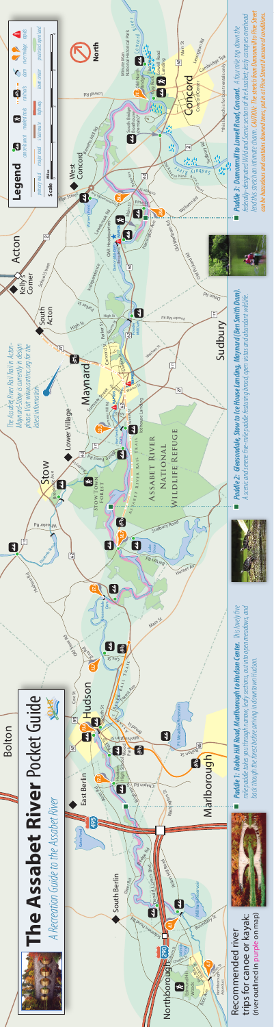# The Assabet River Pocket Guide

*A Recreation Guide to the Assabet River*

Recommended river trips for canoe or kayak: (river outlined in purple on map)

**Paddle 1: Robin Hill Road, Marlborough to Hudson Center.** *This lovely five mile paddle takes you through narrow, leafy sections, out into open meadows, and back through the forest before arriving in downtown Hudson.*

**Paddle 2: Gleasondale, Stow to Ice House Landing, Maynard (Ben Smith Dam).** *A scenic and serene five-mile paddle featuring broad, open vistas and abundant wildlife.*

**Paddle 3: Damonmill to Lowell Road, Concord.** *A four mile trip down the federally-designated Wild and Scenic section of the Assabet; leafy canopies overhead lend this stretch an intimate charm. CAUTION: The stretch from Damonmill to Pine Street can be hazardous and contains downed trees; put in at Pine Street if unsure of conditions.*

The Assabet River Rail Trail in Acton-Maynard-Stow is currently in design phase. Visit www.arrtinc.org for the latest information.

Legend

canoe launch · marked trails · trailhead · dam · river mileage · hazards

primary road · major road · state route · highway · town center · protected open land

Scale 0 Miles 1

North

*Bus stands for "best access point" (see map)

Bolton · East Berlin · South Berlin · Northborough · Marlborough · Hudson · Stow · Lower Village · Maynard · South Acton · Acton · Kelly's Corner · West Concord · Concord · Sudbury

Assabet River National Wildlife Refuge · Stow Town Forest · Assabet River Rail Trail · Minute Man National Historical Park